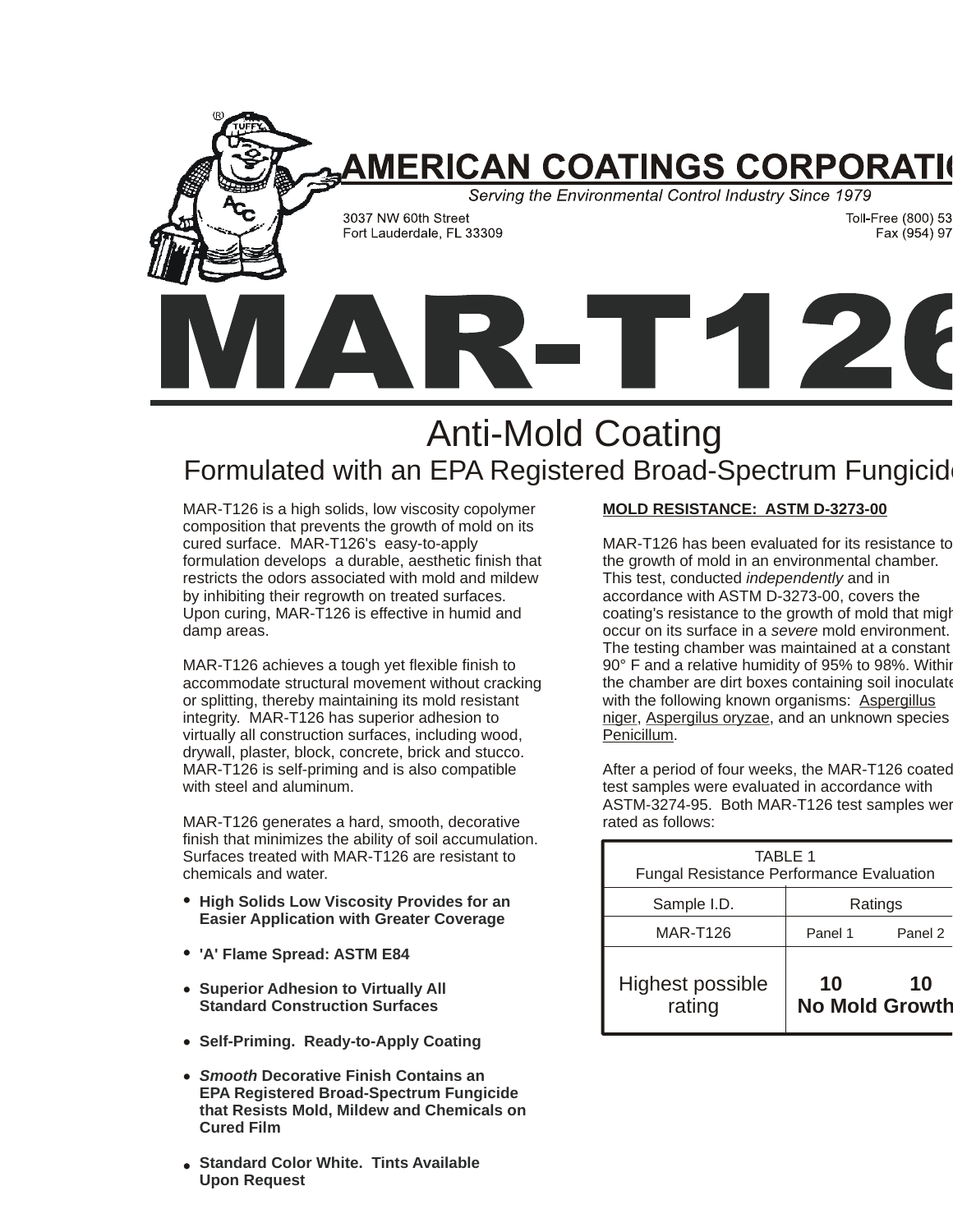# AMERICAN COATINGS CORPORATIO

*Serving the Environmental Control Industry Since 1979*

3037 NW 60th Street
Fort Lauderdale, FL 33309

Toll-Free (800) 53
Fax (954) 97

# MAR-T126

## Anti-Mold Coating

### Formulated with an EPA Registered Broad-Spectrum Fungicide

MAR-T126 is a high solids, low viscosity copolymer composition that prevents the growth of mold on its cured surface. MAR-T126's easy-to-apply formulation develops a durable, aesthetic finish that restricts the odors associated with mold and mildew by inhibiting their regrowth on treated surfaces. Upon curing, MAR-T126 is effective in humid and damp areas.

MAR-T126 achieves a tough yet flexible finish to accommodate structural movement without cracking or splitting, thereby maintaining its mold resistant integrity. MAR-T126 has superior adhesion to virtually all construction surfaces, including wood, drywall, plaster, block, concrete, brick and stucco. MAR-T126 is self-priming and is also compatible with steel and aluminum.

MAR-T126 generates a hard, smooth, decorative finish that minimizes the ability of soil accumulation. Surfaces treated with MAR-T126 are resistant to chemicals and water.

- **High Solids Low Viscosity Provides for an Easier Application with Greater Coverage**
- **'A' Flame Spread: ASTM E84**
- **Superior Adhesion to Virtually All Standard Construction Surfaces**
- **Self-Priming. Ready-to-Apply Coating**
- ***Smooth* Decorative Finish Contains an EPA Registered Broad-Spectrum Fungicide that Resists Mold, Mildew and Chemicals on Cured Film**
- **Standard Color White. Tints Available Upon Request**

**MOLD RESISTANCE: ASTM D-3273-00**

MAR-T126 has been evaluated for its resistance to the growth of mold in an environmental chamber. This test, conducted *independently* and in accordance with ASTM D-3273-00, covers the coating's resistance to the growth of mold that might occur on its surface in a *severe* mold environment. The testing chamber was maintained at a constant 90° F and a relative humidity of 95% to 98%. Within the chamber are dirt boxes containing soil inoculated with the following known organisms: Aspergillus niger, Aspergilus oryzae, and an unknown species Penicillum.

After a period of four weeks, the MAR-T126 coated test samples were evaluated in accordance with ASTM-3274-95. Both MAR-T126 test samples were rated as follows:

TABLE 1
Fungal Resistance Performance Evaluation

| Sample I.D. | Ratings | |
|---|---|---|
| MAR-T126 | Panel 1 | Panel 2 |
| Highest possible rating | **10** | **10** |
| | **No Mold Growth** | |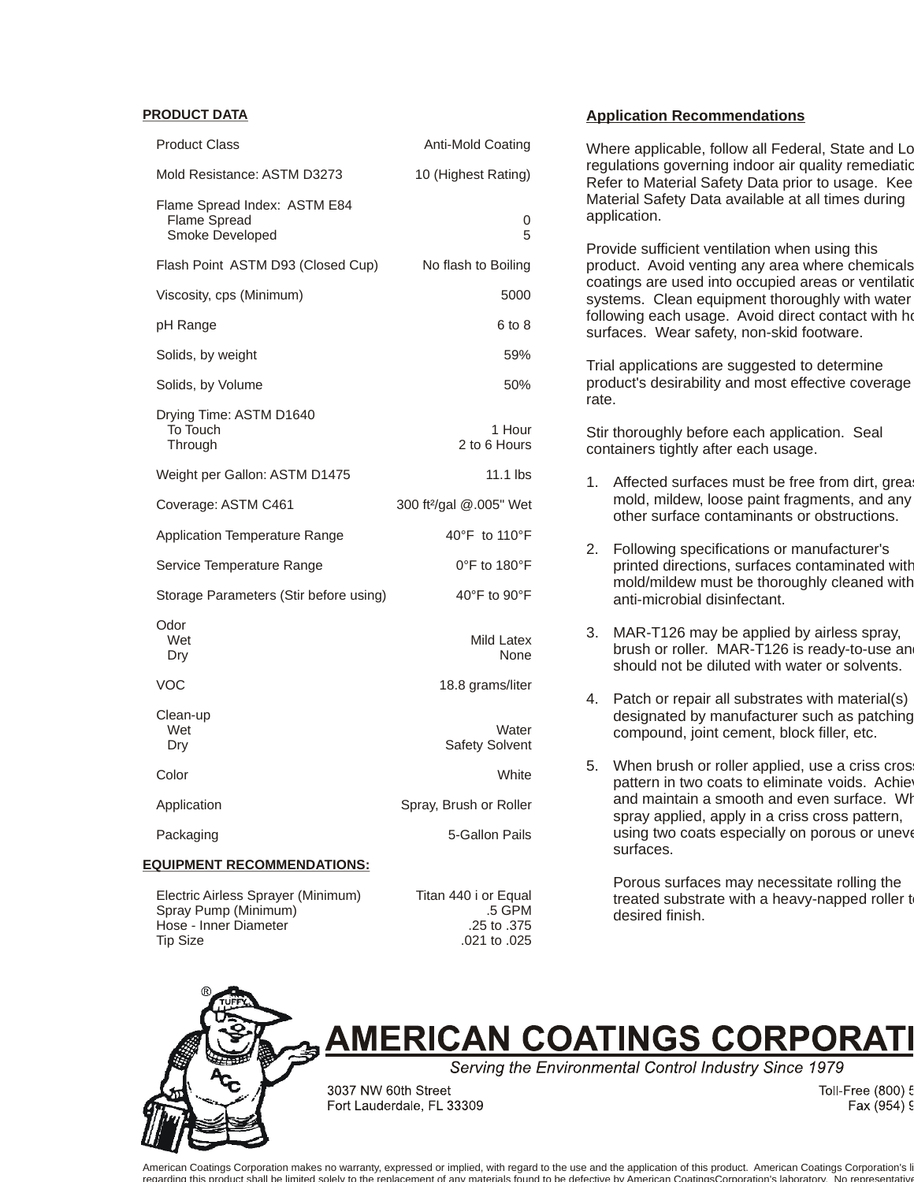## PRODUCT DATA

| | |
|---|---|
| Product Class | Anti-Mold Coating |
| Mold Resistance: ASTM D3273 | 10 (Highest Rating) |
| Flame Spread Index: ASTM E84 | |
| Flame Spread | 0 |
| Smoke Developed | 5 |
| Flash Point ASTM D93 (Closed Cup) | No flash to Boiling |
| Viscosity, cps (Minimum) | 5000 |
| pH Range | 6 to 8 |
| Solids, by weight | 59% |
| Solids, by Volume | 50% |
| Drying Time: ASTM D1640 | |
| To Touch | 1 Hour |
| Through | 2 to 6 Hours |
| Weight per Gallon: ASTM D1475 | 11.1 lbs |
| Coverage: ASTM C461 | 300 ft²/gal @.005" Wet |
| Application Temperature Range | 40°F to 110°F |
| Service Temperature Range | 0°F to 180°F |
| Storage Parameters (Stir before using) | 40°F to 90°F |
| Odor | |
| Wet | Mild Latex |
| Dry | None |
| VOC | 18.8 grams/liter |
| Clean-up | |
| Wet | Water |
| Dry | Safety Solvent |
| Color | White |
| Application | Spray, Brush or Roller |
| Packaging | 5-Gallon Pails |

## EQUIPMENT RECOMMENDATIONS:

| | |
|---|---|
| Electric Airless Sprayer (Minimum) | Titan 440 i or Equal |
| Spray Pump (Minimum) | .5 GPM |
| Hose - Inner Diameter | .25 to .375 |
| Tip Size | .021 to .025 |

## Application Recommendations

Where applicable, follow all Federal, State and Lo regulations governing indoor air quality remediatio Refer to Material Safety Data prior to usage. Kee Material Safety Data available at all times during application.

Provide sufficient ventilation when using this product. Avoid venting any area where chemicals coatings are used into occupied areas or ventilatio systems. Clean equipment thoroughly with water following each usage. Avoid direct contact with ho surfaces. Wear safety, non-skid footware.

Trial applications are suggested to determine product's desirability and most effective coverage rate.

Stir thoroughly before each application. Seal containers tightly after each usage.

1. Affected surfaces must be free from dirt, greas mold, mildew, loose paint fragments, and any other surface contaminants or obstructions.

2. Following specifications or manufacturer's printed directions, surfaces contaminated with mold/mildew must be thoroughly cleaned with anti-microbial disinfectant.

3. MAR-T126 may be applied by airless spray, brush or roller. MAR-T126 is ready-to-use an should not be diluted with water or solvents.

4. Patch or repair all substrates with material(s) designated by manufacturer such as patching compound, joint cement, block filler, etc.

5. When brush or roller applied, use a criss cros pattern in two coats to eliminate voids. Achiev and maintain a smooth and even surface. Wh spray applied, apply in a criss cross pattern, using two coats especially on porous or uneve surfaces.

   Porous surfaces may necessitate rolling the treated substrate with a heavy-napped roller t desired finish.

**AMERICAN COATINGS CORPORATI**

*Serving the Environmental Control Industry Since 1979*

3037 NW 60th Street
Fort Lauderdale, FL 33309

Toll-Free (800) 5
Fax (954) 9

American Coatings Corporation makes no warranty, expressed or implied, with regard to the use and the application of this product. American Coatings Corporation's li regarding this product shall be limited solely to the replacement of any materials found to be defective by American CoatingsCorporation's laboratory. No representative